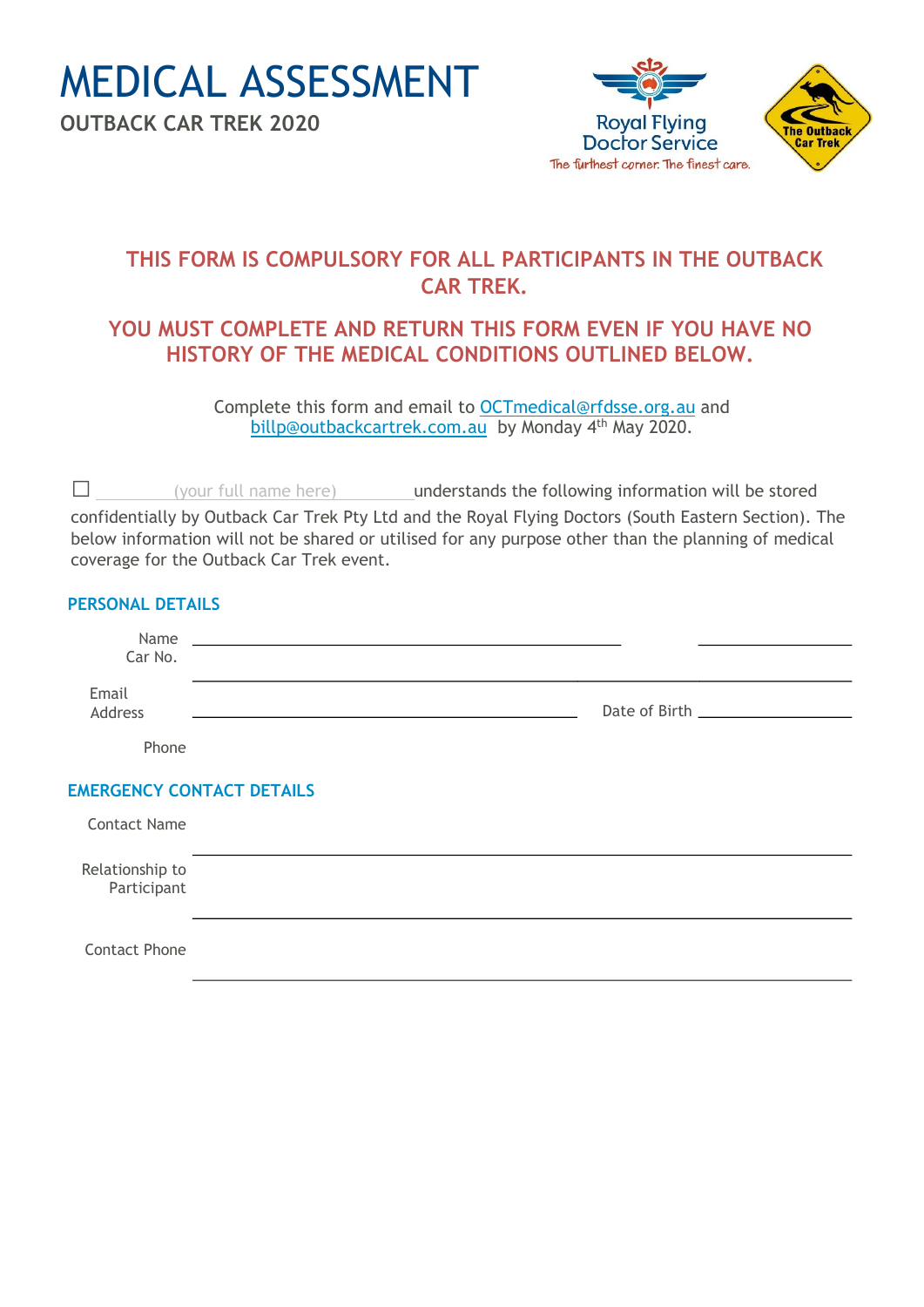# MEDICAL ASSESSMENT

**OUTBACK CAR TREK 2020**

Royal Flying Doctor Service

The furthest corner. The finest care.

The Outback Car Trek

**THIS FORM IS COMPULSORY FOR ALL PARTICIPANTS IN THE OUTBACK CAR TREK.**

**YOU MUST COMPLETE AND RETURN THIS FORM EVEN IF YOU HAVE NO HISTORY OF THE MEDICAL CONDITIONS OUTLINED BELOW.**

Complete this form and email to OCTmedical@rfdsse.org.au and billp@outbackcartrek.com.au by Monday 4th May 2020.

☐ (your full name here) understands the following information will be stored confidentially by Outback Car Trek Pty Ltd and the Royal Flying Doctors (South Eastern Section). The below information will not be shared or utilised for any purpose other than the planning of medical coverage for the Outback Car Trek event.

## PERSONAL DETAILS

Name ______________________________ Car No. ______________

Email Address ______________________________ Date of Birth ______________

Phone ______________________________

## EMERGENCY CONTACT DETAILS

Contact Name ______________________________

Relationship to Participant ______________________________

Contact Phone ______________________________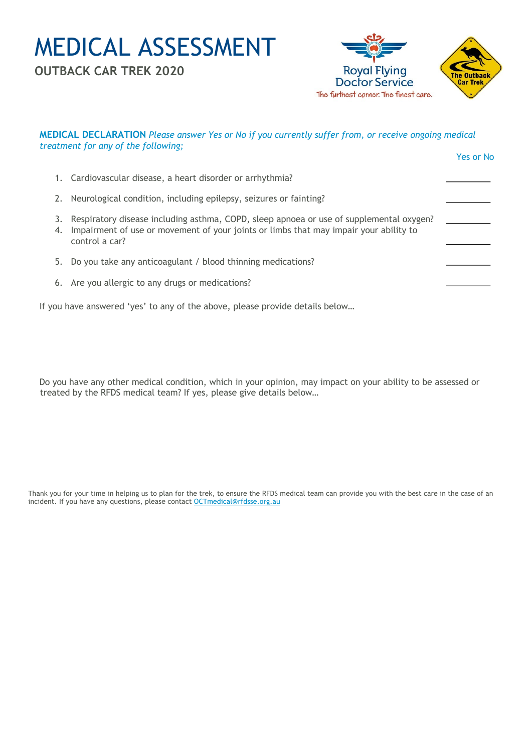# MEDICAL ASSESSMENT

## OUTBACK CAR TREK 2020

Royal Flying Doctor Service
The furthest corner. The finest care.

The Outback Car Trek

**MEDICAL DECLARATION** *Please answer Yes or No if you currently suffer from, or receive ongoing medical treatment for any of the following;*

| | Yes or No |
|---|---|
| 1. Cardiovascular disease, a heart disorder or arrhythmia? | ________ |
| 2. Neurological condition, including epilepsy, seizures or fainting? | ________ |
| 3. Respiratory disease including asthma, COPD, sleep apnoea or use of supplemental oxygen? | ________ |
| 4. Impairment of use or movement of your joints or limbs that may impair your ability to control a car? | ________ |
| 5. Do you take any anticoagulant / blood thinning medications? | ________ |
| 6. Are you allergic to any drugs or medications? | ________ |

If you have answered 'yes' to any of the above, please provide details below…

Do you have any other medical condition, which in your opinion, may impact on your ability to be assessed or treated by the RFDS medical team? If yes, please give details below…

Thank you for your time in helping us to plan for the trek, to ensure the RFDS medical team can provide you with the best care in the case of an incident. If you have any questions, please contact OCTmedical@rfdsse.org.au